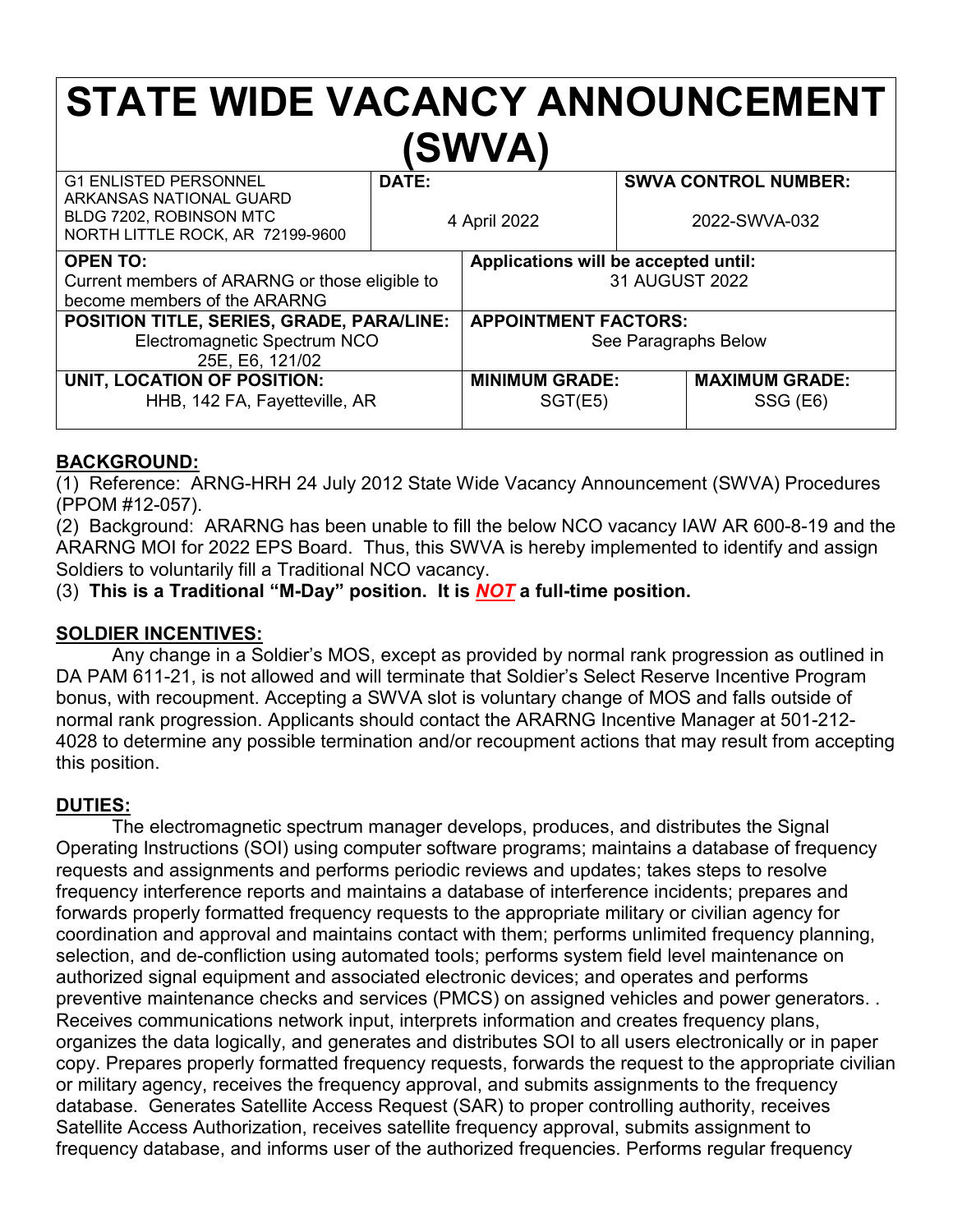# STATE WIDE VACANCY ANNOUNCEMENT (SWVA)

| G1 ENLISTED PERSONNEL<br>ARKANSAS NATIONAL GUARD<br>BLDG 7202, ROBINSON MTC<br>NORTH LITTLE ROCK, AR 72199-9600 | **DATE:**<br>4 April 2022 | **SWVA CONTROL NUMBER:**<br>2022-SWVA-032 | |
|---|---|---|---|
| **OPEN TO:**<br>Current members of ARARNG or those eligible to become members of the ARARNG | **Applications will be accepted until:**<br>31 AUGUST 2022 | | |
| **POSITION TITLE, SERIES, GRADE, PARA/LINE:**<br>Electromagnetic Spectrum NCO<br>25E, E6, 121/02 | **APPOINTMENT FACTORS:**<br>See Paragraphs Below | | |
| **UNIT, LOCATION OF POSITION:**<br>HHB, 142 FA, Fayetteville, AR | **MINIMUM GRADE:**<br>SGT(E5) | **MAXIMUM GRADE:**<br>SSG (E6) | |

## BACKGROUND:

(1) Reference: ARNG-HRH 24 July 2012 State Wide Vacancy Announcement (SWVA) Procedures (PPOM #12-057).

(2) Background: ARARNG has been unable to fill the below NCO vacancy IAW AR 600-8-19 and the ARARNG MOI for 2022 EPS Board. Thus, this SWVA is hereby implemented to identify and assign Soldiers to voluntarily fill a Traditional NCO vacancy.

(3) **This is a Traditional "M-Day" position. It is *NOT* a full-time position.**

## SOLDIER INCENTIVES:

Any change in a Soldier's MOS, except as provided by normal rank progression as outlined in DA PAM 611-21, is not allowed and will terminate that Soldier's Select Reserve Incentive Program bonus, with recoupment. Accepting a SWVA slot is voluntary change of MOS and falls outside of normal rank progression. Applicants should contact the ARARNG Incentive Manager at 501-212-4028 to determine any possible termination and/or recoupment actions that may result from accepting this position.

## DUTIES:

The electromagnetic spectrum manager develops, produces, and distributes the Signal Operating Instructions (SOI) using computer software programs; maintains a database of frequency requests and assignments and performs periodic reviews and updates; takes steps to resolve frequency interference reports and maintains a database of interference incidents; prepares and forwards properly formatted frequency requests to the appropriate military or civilian agency for coordination and approval and maintains contact with them; performs unlimited frequency planning, selection, and de-confliction using automated tools; performs system field level maintenance on authorized signal equipment and associated electronic devices; and operates and performs preventive maintenance checks and services (PMCS) on assigned vehicles and power generators. . Receives communications network input, interprets information and creates frequency plans, organizes the data logically, and generates and distributes SOI to all users electronically or in paper copy. Prepares properly formatted frequency requests, forwards the request to the appropriate civilian or military agency, receives the frequency approval, and submits assignments to the frequency database. Generates Satellite Access Request (SAR) to proper controlling authority, receives Satellite Access Authorization, receives satellite frequency approval, submits assignment to frequency database, and informs user of the authorized frequencies. Performs regular frequency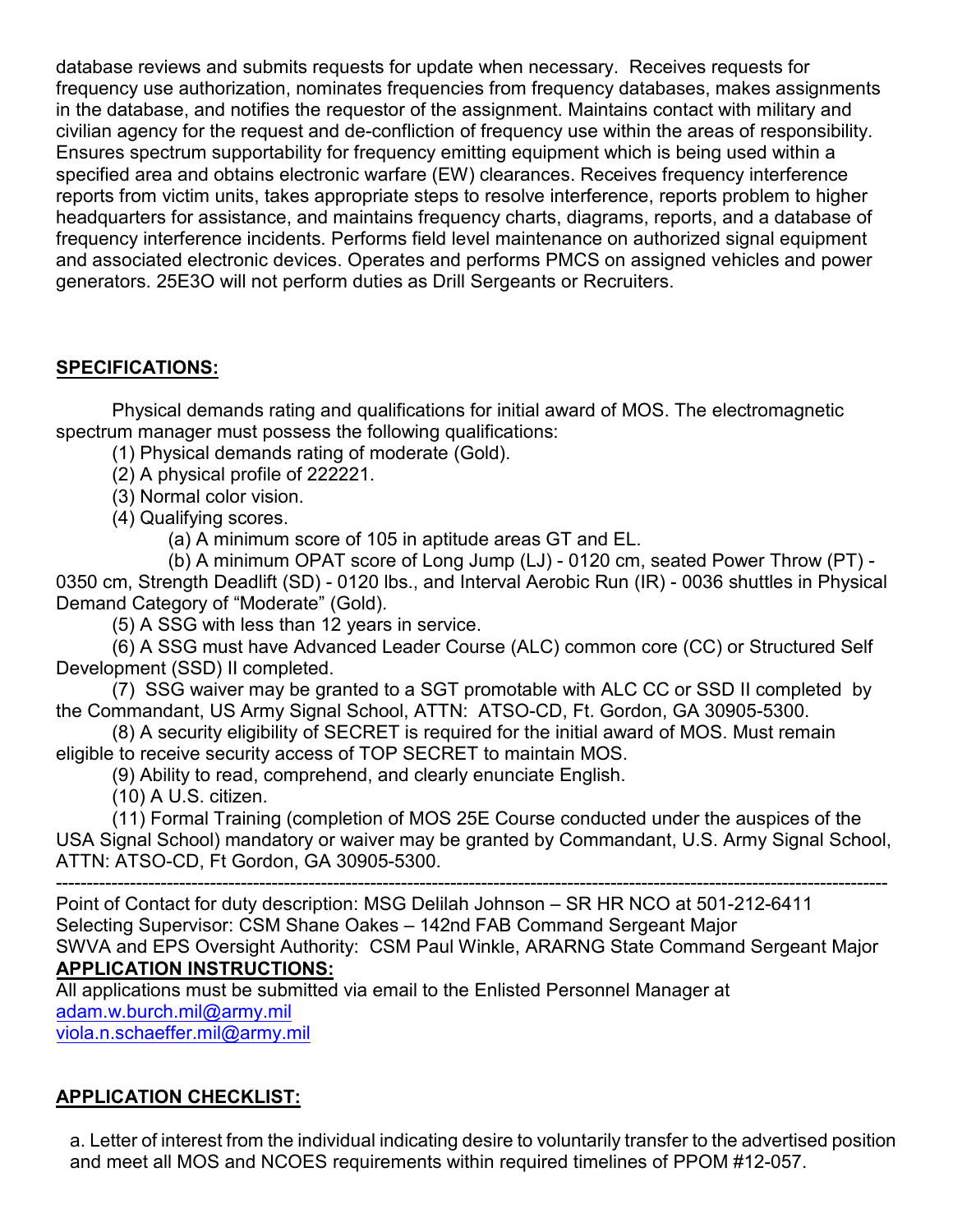database reviews and submits requests for update when necessary. Receives requests for frequency use authorization, nominates frequencies from frequency databases, makes assignments in the database, and notifies the requestor of the assignment. Maintains contact with military and civilian agency for the request and de-confliction of frequency use within the areas of responsibility. Ensures spectrum supportability for frequency emitting equipment which is being used within a specified area and obtains electronic warfare (EW) clearances. Receives frequency interference reports from victim units, takes appropriate steps to resolve interference, reports problem to higher headquarters for assistance, and maintains frequency charts, diagrams, reports, and a database of frequency interference incidents. Performs field level maintenance on authorized signal equipment and associated electronic devices. Operates and performs PMCS on assigned vehicles and power generators. 25E3O will not perform duties as Drill Sergeants or Recruiters.

**SPECIFICATIONS:**

Physical demands rating and qualifications for initial award of MOS. The electromagnetic spectrum manager must possess the following qualifications:

(1) Physical demands rating of moderate (Gold).

(2) A physical profile of 222221.

(3) Normal color vision.

(4) Qualifying scores.

(a) A minimum score of 105 in aptitude areas GT and EL.

(b) A minimum OPAT score of Long Jump (LJ) - 0120 cm, seated Power Throw (PT) - 0350 cm, Strength Deadlift (SD) - 0120 lbs., and Interval Aerobic Run (IR) - 0036 shuttles in Physical Demand Category of “Moderate” (Gold).

(5) A SSG with less than 12 years in service.

(6) A SSG must have Advanced Leader Course (ALC) common core (CC) or Structured Self Development (SSD) II completed.

(7) SSG waiver may be granted to a SGT promotable with ALC CC or SSD II completed by the Commandant, US Army Signal School, ATTN: ATSO-CD, Ft. Gordon, GA 30905-5300.

(8) A security eligibility of SECRET is required for the initial award of MOS. Must remain eligible to receive security access of TOP SECRET to maintain MOS.

(9) Ability to read, comprehend, and clearly enunciate English.

(10) A U.S. citizen.

(11) Formal Training (completion of MOS 25E Course conducted under the auspices of the USA Signal School) mandatory or waiver may be granted by Commandant, U.S. Army Signal School, ATTN: ATSO-CD, Ft Gordon, GA 30905-5300.

---

Point of Contact for duty description: MSG Delilah Johnson – SR HR NCO at 501-212-6411
Selecting Supervisor: CSM Shane Oakes – 142nd FAB Command Sergeant Major
SWVA and EPS Oversight Authority: CSM Paul Winkle, ARARNG State Command Sergeant Major

**APPLICATION INSTRUCTIONS:**

All applications must be submitted via email to the Enlisted Personnel Manager at
adam.w.burch.mil@army.mil
viola.n.schaeffer.mil@army.mil

**APPLICATION CHECKLIST:**

a. Letter of interest from the individual indicating desire to voluntarily transfer to the advertised position and meet all MOS and NCOES requirements within required timelines of PPOM #12-057.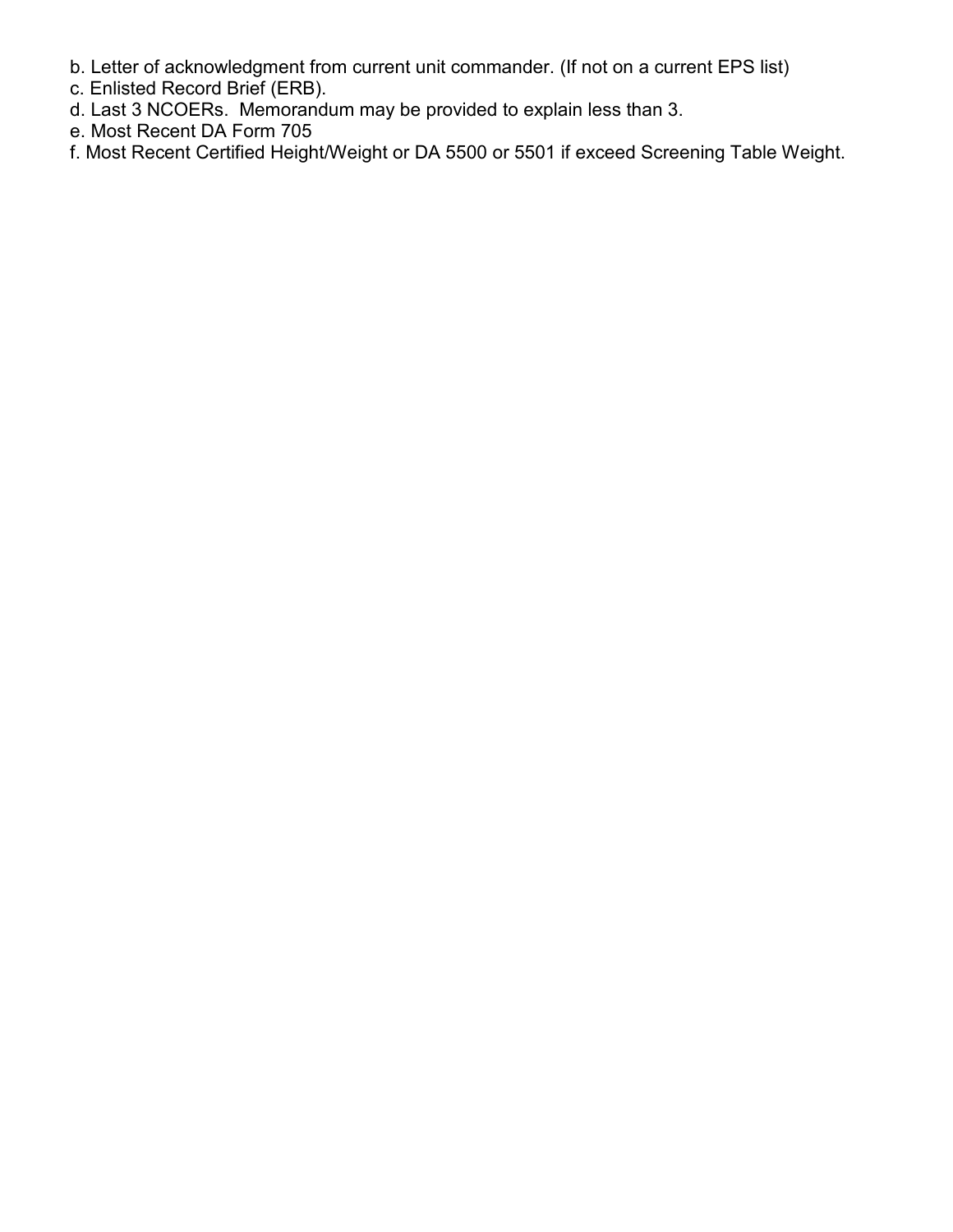b. Letter of acknowledgment from current unit commander. (If not on a current EPS list)
c. Enlisted Record Brief (ERB).
d. Last 3 NCOERs. Memorandum may be provided to explain less than 3.
e. Most Recent DA Form 705
f. Most Recent Certified Height/Weight or DA 5500 or 5501 if exceed Screening Table Weight.